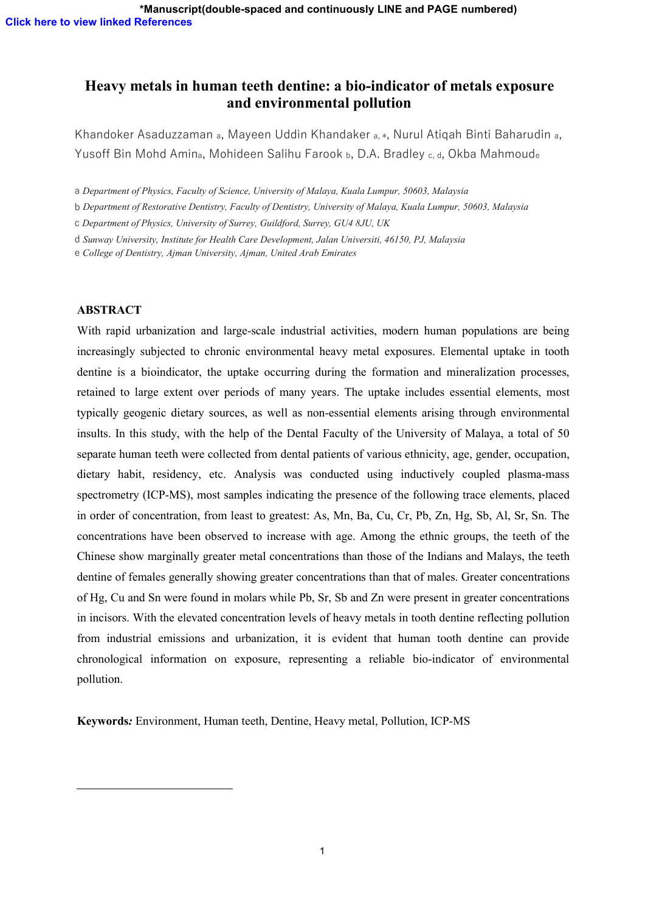# Heavy metals in human teeth dentine: a bio-indicator of metals exposure and environmental pollution

Khandoker Asaduzzaman [a], Mayeen Uddin Khandaker [a, *], Nurul Atiqah Binti Baharudin [a], Yusoff Bin Mohd Amin[a], Mohideen Salihu Farook [b], D.A. Bradley [c, d], Okba Mahmoude[e]

[a] *Department of Physics, Faculty of Science, University of Malaya, Kuala Lumpur, 50603, Malaysia*

[b] *Department of Restorative Dentistry, Faculty of Dentistry, University of Malaya, Kuala Lumpur, 50603, Malaysia*

[c] *Department of Physics, University of Surrey, Guildford, Surrey, GU4 8JU, UK*

[d] *Sunway University, Institute for Health Care Development, Jalan Universiti, 46150, PJ, Malaysia*

[e] *College of Dentistry, Ajman University, Ajman, United Arab Emirates*

## ABSTRACT

With rapid urbanization and large-scale industrial activities, modern human populations are being increasingly subjected to chronic environmental heavy metal exposures. Elemental uptake in tooth dentine is a bioindicator, the uptake occurring during the formation and mineralization processes, retained to large extent over periods of many years. The uptake includes essential elements, most typically geogenic dietary sources, as well as non-essential elements arising through environmental insults. In this study, with the help of the Dental Faculty of the University of Malaya, a total of 50 separate human teeth were collected from dental patients of various ethnicity, age, gender, occupation, dietary habit, residency, etc. Analysis was conducted using inductively coupled plasma-mass spectrometry (ICP-MS), most samples indicating the presence of the following trace elements, placed in order of concentration, from least to greatest: As, Mn, Ba, Cu, Cr, Pb, Zn, Hg, Sb, Al, Sr, Sn. The concentrations have been observed to increase with age. Among the ethnic groups, the teeth of the Chinese show marginally greater metal concentrations than those of the Indians and Malays, the teeth dentine of females generally showing greater concentrations than that of males. Greater concentrations of Hg, Cu and Sn were found in molars while Pb, Sr, Sb and Zn were present in greater concentrations in incisors. With the elevated concentration levels of heavy metals in tooth dentine reflecting pollution from industrial emissions and urbanization, it is evident that human tooth dentine can provide chronological information on exposure, representing a reliable bio-indicator of environmental pollution.

**Keywords*:*** Environment, Human teeth, Dentine, Heavy metal, Pollution, ICP-MS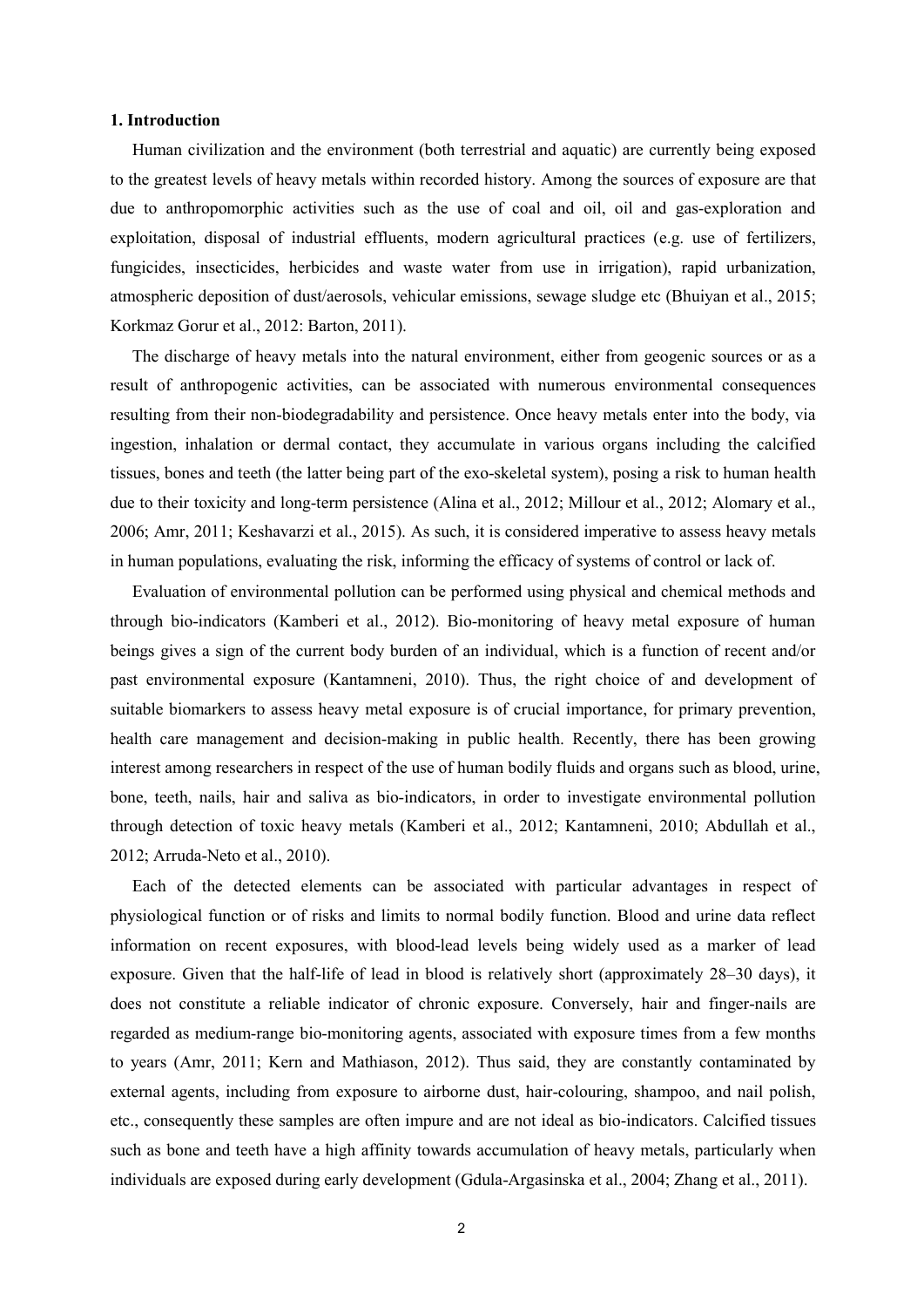## 1. Introduction

Human civilization and the environment (both terrestrial and aquatic) are currently being exposed to the greatest levels of heavy metals within recorded history. Among the sources of exposure are that due to anthropomorphic activities such as the use of coal and oil, oil and gas-exploration and exploitation, disposal of industrial effluents, modern agricultural practices (e.g. use of fertilizers, fungicides, insecticides, herbicides and waste water from use in irrigation), rapid urbanization, atmospheric deposition of dust/aerosols, vehicular emissions, sewage sludge etc (Bhuiyan et al., 2015; Korkmaz Gorur et al., 2012: Barton, 2011).

The discharge of heavy metals into the natural environment, either from geogenic sources or as a result of anthropogenic activities, can be associated with numerous environmental consequences resulting from their non-biodegradability and persistence. Once heavy metals enter into the body, via ingestion, inhalation or dermal contact, they accumulate in various organs including the calcified tissues, bones and teeth (the latter being part of the exo-skeletal system), posing a risk to human health due to their toxicity and long-term persistence (Alina et al., 2012; Millour et al., 2012; Alomary et al., 2006; Amr, 2011; Keshavarzi et al., 2015). As such, it is considered imperative to assess heavy metals in human populations, evaluating the risk, informing the efficacy of systems of control or lack of.

Evaluation of environmental pollution can be performed using physical and chemical methods and through bio-indicators (Kamberi et al., 2012). Bio-monitoring of heavy metal exposure of human beings gives a sign of the current body burden of an individual, which is a function of recent and/or past environmental exposure (Kantamneni, 2010). Thus, the right choice of and development of suitable biomarkers to assess heavy metal exposure is of crucial importance, for primary prevention, health care management and decision-making in public health. Recently, there has been growing interest among researchers in respect of the use of human bodily fluids and organs such as blood, urine, bone, teeth, nails, hair and saliva as bio-indicators, in order to investigate environmental pollution through detection of toxic heavy metals (Kamberi et al., 2012; Kantamneni, 2010; Abdullah et al., 2012; Arruda-Neto et al., 2010).

Each of the detected elements can be associated with particular advantages in respect of physiological function or of risks and limits to normal bodily function. Blood and urine data reflect information on recent exposures, with blood-lead levels being widely used as a marker of lead exposure. Given that the half-life of lead in blood is relatively short (approximately 28–30 days), it does not constitute a reliable indicator of chronic exposure. Conversely, hair and finger-nails are regarded as medium-range bio-monitoring agents, associated with exposure times from a few months to years (Amr, 2011; Kern and Mathiason, 2012). Thus said, they are constantly contaminated by external agents, including from exposure to airborne dust, hair-colouring, shampoo, and nail polish, etc., consequently these samples are often impure and are not ideal as bio-indicators. Calcified tissues such as bone and teeth have a high affinity towards accumulation of heavy metals, particularly when individuals are exposed during early development (Gdula-Argasinska et al., 2004; Zhang et al., 2011).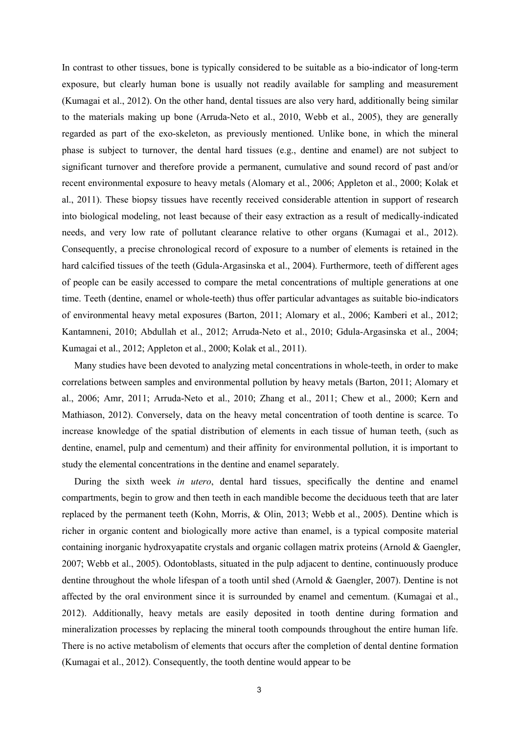In contrast to other tissues, bone is typically considered to be suitable as a bio-indicator of long-term exposure, but clearly human bone is usually not readily available for sampling and measurement (Kumagai et al., 2012). On the other hand, dental tissues are also very hard, additionally being similar to the materials making up bone (Arruda-Neto et al., 2010, Webb et al., 2005), they are generally regarded as part of the exo-skeleton, as previously mentioned. Unlike bone, in which the mineral phase is subject to turnover, the dental hard tissues (e.g., dentine and enamel) are not subject to significant turnover and therefore provide a permanent, cumulative and sound record of past and/or recent environmental exposure to heavy metals (Alomary et al., 2006; Appleton et al., 2000; Kolak et al., 2011). These biopsy tissues have recently received considerable attention in support of research into biological modeling, not least because of their easy extraction as a result of medically-indicated needs, and very low rate of pollutant clearance relative to other organs (Kumagai et al., 2012). Consequently, a precise chronological record of exposure to a number of elements is retained in the hard calcified tissues of the teeth (Gdula-Argasinska et al., 2004). Furthermore, teeth of different ages of people can be easily accessed to compare the metal concentrations of multiple generations at one time. Teeth (dentine, enamel or whole-teeth) thus offer particular advantages as suitable bio-indicators of environmental heavy metal exposures (Barton, 2011; Alomary et al., 2006; Kamberi et al., 2012; Kantamneni, 2010; Abdullah et al., 2012; Arruda-Neto et al., 2010; Gdula-Argasinska et al., 2004; Kumagai et al., 2012; Appleton et al., 2000; Kolak et al., 2011).

Many studies have been devoted to analyzing metal concentrations in whole-teeth, in order to make correlations between samples and environmental pollution by heavy metals (Barton, 2011; Alomary et al., 2006; Amr, 2011; Arruda-Neto et al., 2010; Zhang et al., 2011; Chew et al., 2000; Kern and Mathiason, 2012). Conversely, data on the heavy metal concentration of tooth dentine is scarce. To increase knowledge of the spatial distribution of elements in each tissue of human teeth, (such as dentine, enamel, pulp and cementum) and their affinity for environmental pollution, it is important to study the elemental concentrations in the dentine and enamel separately.

During the sixth week *in utero*, dental hard tissues, specifically the dentine and enamel compartments, begin to grow and then teeth in each mandible become the deciduous teeth that are later replaced by the permanent teeth (Kohn, Morris, & Olin, 2013; Webb et al., 2005). Dentine which is richer in organic content and biologically more active than enamel, is a typical composite material containing inorganic hydroxyapatite crystals and organic collagen matrix proteins (Arnold & Gaengler, 2007; Webb et al., 2005). Odontoblasts, situated in the pulp adjacent to dentine, continuously produce dentine throughout the whole lifespan of a tooth until shed (Arnold & Gaengler, 2007). Dentine is not affected by the oral environment since it is surrounded by enamel and cementum. (Kumagai et al., 2012). Additionally, heavy metals are easily deposited in tooth dentine during formation and mineralization processes by replacing the mineral tooth compounds throughout the entire human life. There is no active metabolism of elements that occurs after the completion of dental dentine formation (Kumagai et al., 2012). Consequently, the tooth dentine would appear to be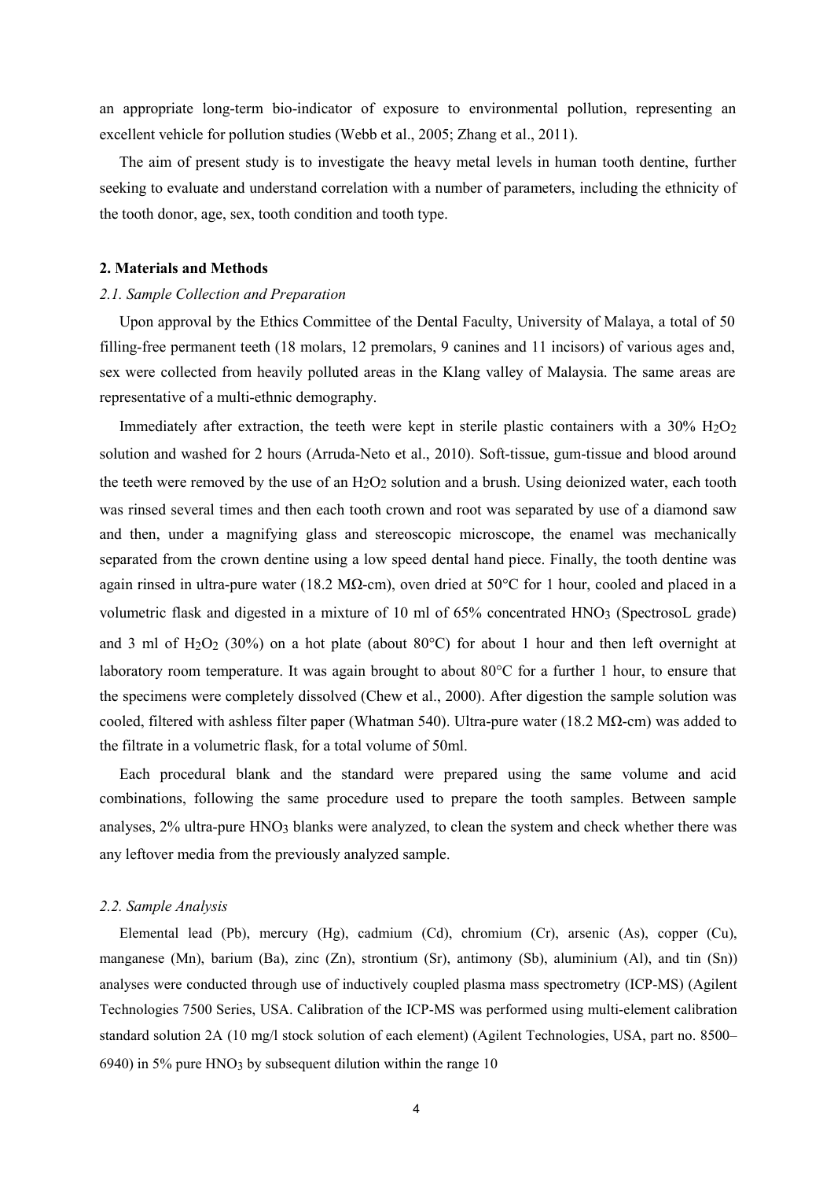an appropriate long-term bio-indicator of exposure to environmental pollution, representing an excellent vehicle for pollution studies (Webb et al., 2005; Zhang et al., 2011).

The aim of present study is to investigate the heavy metal levels in human tooth dentine, further seeking to evaluate and understand correlation with a number of parameters, including the ethnicity of the tooth donor, age, sex, tooth condition and tooth type.

## 2. Materials and Methods

### *2.1. Sample Collection and Preparation*

Upon approval by the Ethics Committee of the Dental Faculty, University of Malaya, a total of 50 filling-free permanent teeth (18 molars, 12 premolars, 9 canines and 11 incisors) of various ages and, sex were collected from heavily polluted areas in the Klang valley of Malaysia. The same areas are representative of a multi-ethnic demography.

Immediately after extraction, the teeth were kept in sterile plastic containers with a 30% $H_2O_2$ solution and washed for 2 hours (Arruda-Neto et al., 2010). Soft-tissue, gum-tissue and blood around the teeth were removed by the use of an $H_2O_2$ solution and a brush. Using deionized water, each tooth was rinsed several times and then each tooth crown and root was separated by use of a diamond saw and then, under a magnifying glass and stereoscopic microscope, the enamel was mechanically separated from the crown dentine using a low speed dental hand piece. Finally, the tooth dentine was again rinsed in ultra-pure water (18.2 MΩ-cm), oven dried at 50°C for 1 hour, cooled and placed in a volumetric flask and digested in a mixture of 10 ml of 65% concentrated $HNO_3$ (SpectrosoL grade) and 3 ml of $H_2O_2$ (30%) on a hot plate (about 80°C) for about 1 hour and then left overnight at laboratory room temperature. It was again brought to about 80°C for a further 1 hour, to ensure that the specimens were completely dissolved (Chew et al., 2000). After digestion the sample solution was cooled, filtered with ashless filter paper (Whatman 540). Ultra-pure water (18.2 MΩ-cm) was added to the filtrate in a volumetric flask, for a total volume of 50ml.

Each procedural blank and the standard were prepared using the same volume and acid combinations, following the same procedure used to prepare the tooth samples. Between sample analyses, 2% ultra-pure $HNO_3$ blanks were analyzed, to clean the system and check whether there was any leftover media from the previously analyzed sample.

### *2.2. Sample Analysis*

Elemental lead (Pb), mercury (Hg), cadmium (Cd), chromium (Cr), arsenic (As), copper (Cu), manganese (Mn), barium (Ba), zinc (Zn), strontium (Sr), antimony (Sb), aluminium (Al), and tin (Sn)) analyses were conducted through use of inductively coupled plasma mass spectrometry (ICP-MS) (Agilent Technologies 7500 Series, USA. Calibration of the ICP-MS was performed using multi-element calibration standard solution 2A (10 mg/l stock solution of each element) (Agilent Technologies, USA, part no. 8500–6940) in 5% pure $HNO_3$ by subsequent dilution within the range 10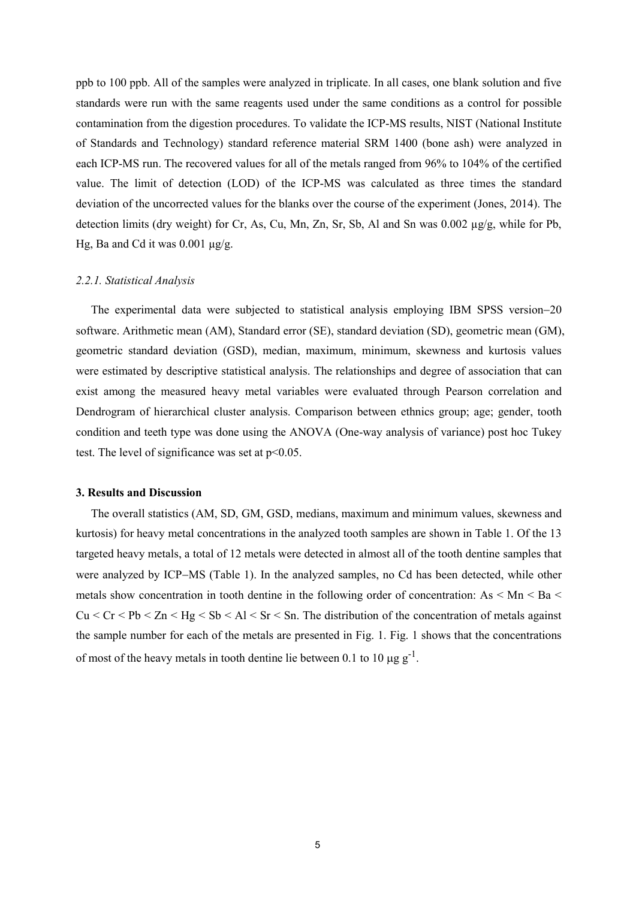ppb to 100 ppb. All of the samples were analyzed in triplicate. In all cases, one blank solution and five standards were run with the same reagents used under the same conditions as a control for possible contamination from the digestion procedures. To validate the ICP-MS results, NIST (National Institute of Standards and Technology) standard reference material SRM 1400 (bone ash) were analyzed in each ICP-MS run. The recovered values for all of the metals ranged from 96% to 104% of the certified value. The limit of detection (LOD) of the ICP-MS was calculated as three times the standard deviation of the uncorrected values for the blanks over the course of the experiment (Jones, 2014). The detection limits (dry weight) for Cr, As, Cu, Mn, Zn, Sr, Sb, Al and Sn was 0.002 μg/g, while for Pb, Hg, Ba and Cd it was 0.001 μg/g.

### *2.2.1. Statistical Analysis*

The experimental data were subjected to statistical analysis employing IBM SPSS version−20 software. Arithmetic mean (AM), Standard error (SE), standard deviation (SD), geometric mean (GM), geometric standard deviation (GSD), median, maximum, minimum, skewness and kurtosis values were estimated by descriptive statistical analysis. The relationships and degree of association that can exist among the measured heavy metal variables were evaluated through Pearson correlation and Dendrogram of hierarchical cluster analysis. Comparison between ethnics group; age; gender, tooth condition and teeth type was done using the ANOVA (One-way analysis of variance) post hoc Tukey test. The level of significance was set at $p<0.05$.

## 3. Results and Discussion

The overall statistics (AM, SD, GM, GSD, medians, maximum and minimum values, skewness and kurtosis) for heavy metal concentrations in the analyzed tooth samples are shown in Table 1. Of the 13 targeted heavy metals, a total of 12 metals were detected in almost all of the tooth dentine samples that were analyzed by ICP−MS (Table 1). In the analyzed samples, no Cd has been detected, while other metals show concentration in tooth dentine in the following order of concentration: As < Mn < Ba < Cu < Cr < Pb < Zn < Hg < Sb < Al < Sr < Sn. The distribution of the concentration of metals against the sample number for each of the metals are presented in Fig. 1. Fig. 1 shows that the concentrations of most of the heavy metals in tooth dentine lie between 0.1 to 10 $\mu g\ g^{-1}$.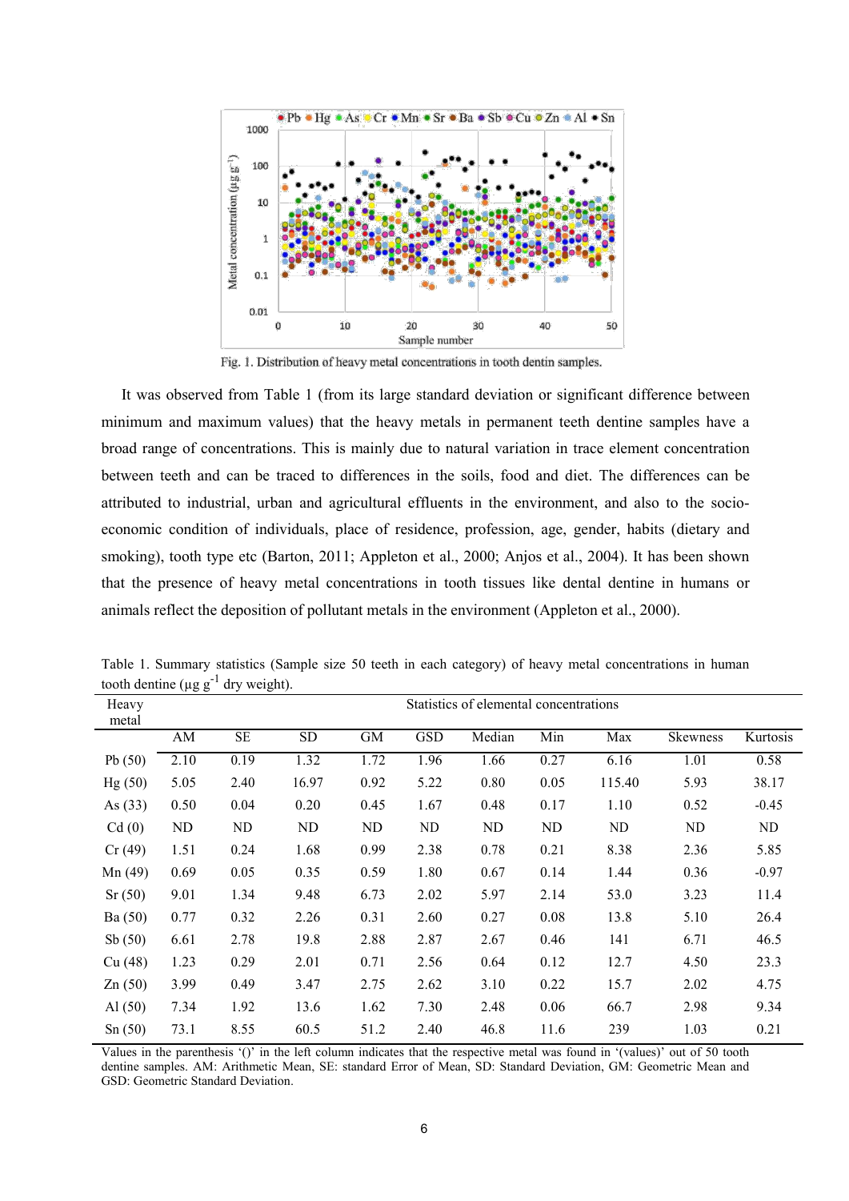Fig. 1. Distribution of heavy metal concentrations in tooth dentin samples.

It was observed from Table 1 (from its large standard deviation or significant difference between minimum and maximum values) that the heavy metals in permanent teeth dentine samples have a broad range of concentrations. This is mainly due to natural variation in trace element concentration between teeth and can be traced to differences in the soils, food and diet. The differences can be attributed to industrial, urban and agricultural effluents in the environment, and also to the socio-economic condition of individuals, place of residence, profession, age, gender, habits (dietary and smoking), tooth type etc (Barton, 2011; Appleton et al., 2000; Anjos et al., 2004). It has been shown that the presence of heavy metal concentrations in tooth tissues like dental dentine in humans or animals reflect the deposition of pollutant metals in the environment (Appleton et al., 2000).

Table 1. Summary statistics (Sample size 50 teeth in each category) of heavy metal concentrations in human tooth dentine ($\mu g\ g^{-1}$ dry weight).

| Heavy metal | Statistics of elemental concentrations | | | | | | | | | |
|---|---|---|---|---|---|---|---|---|---|---|
| | AM | SE | SD | GM | GSD | Median | Min | Max | Skewness | Kurtosis |
| Pb (50) | 2.10 | 0.19 | 1.32 | 1.72 | 1.96 | 1.66 | 0.27 | 6.16 | 1.01 | 0.58 |
| Hg (50) | 5.05 | 2.40 | 16.97 | 0.92 | 5.22 | 0.80 | 0.05 | 115.40 | 5.93 | 38.17 |
| As (33) | 0.50 | 0.04 | 0.20 | 0.45 | 1.67 | 0.48 | 0.17 | 1.10 | 0.52 | -0.45 |
| Cd (0) | ND | ND | ND | ND | ND | ND | ND | ND | ND | ND |
| Cr (49) | 1.51 | 0.24 | 1.68 | 0.99 | 2.38 | 0.78 | 0.21 | 8.38 | 2.36 | 5.85 |
| Mn (49) | 0.69 | 0.05 | 0.35 | 0.59 | 1.80 | 0.67 | 0.14 | 1.44 | 0.36 | -0.97 |
| Sr (50) | 9.01 | 1.34 | 9.48 | 6.73 | 2.02 | 5.97 | 2.14 | 53.0 | 3.23 | 11.4 |
| Ba (50) | 0.77 | 0.32 | 2.26 | 0.31 | 2.60 | 0.27 | 0.08 | 13.8 | 5.10 | 26.4 |
| Sb (50) | 6.61 | 2.78 | 19.8 | 2.88 | 2.87 | 2.67 | 0.46 | 141 | 6.71 | 46.5 |
| Cu (48) | 1.23 | 0.29 | 2.01 | 0.71 | 2.56 | 0.64 | 0.12 | 12.7 | 4.50 | 23.3 |
| Zn (50) | 3.99 | 0.49 | 3.47 | 2.75 | 2.62 | 3.10 | 0.22 | 15.7 | 2.02 | 4.75 |
| Al (50) | 7.34 | 1.92 | 13.6 | 1.62 | 7.30 | 2.48 | 0.06 | 66.7 | 2.98 | 9.34 |
| Sn (50) | 73.1 | 8.55 | 60.5 | 51.2 | 2.40 | 46.8 | 11.6 | 239 | 1.03 | 0.21 |

Values in the parenthesis '()' in the left column indicates that the respective metal was found in '(values)' out of 50 tooth dentine samples. AM: Arithmetic Mean, SE: standard Error of Mean, SD: Standard Deviation, GM: Geometric Mean and GSD: Geometric Standard Deviation.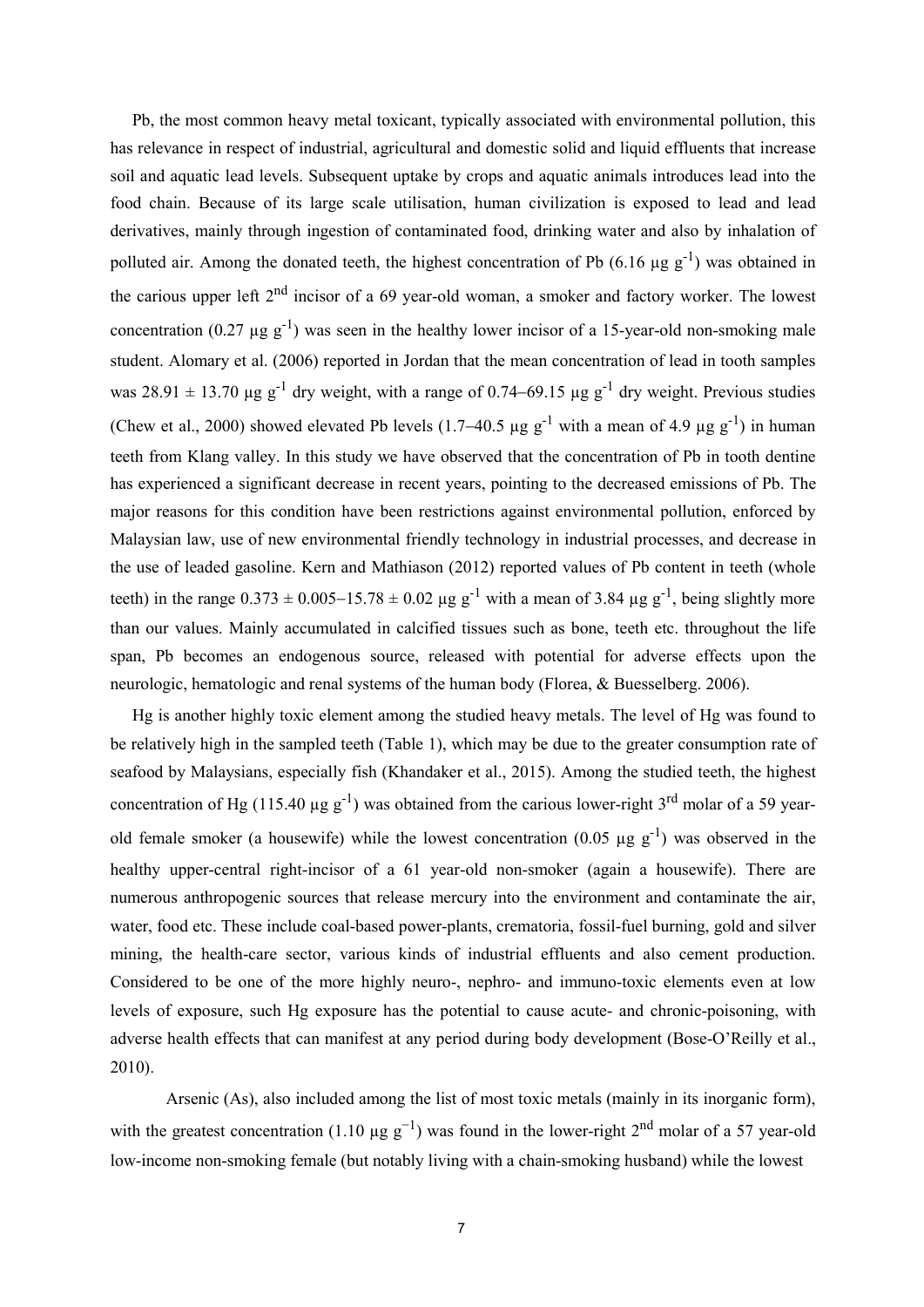Pb, the most common heavy metal toxicant, typically associated with environmental pollution, this has relevance in respect of industrial, agricultural and domestic solid and liquid effluents that increase soil and aquatic lead levels. Subsequent uptake by crops and aquatic animals introduces lead into the food chain. Because of its large scale utilisation, human civilization is exposed to lead and lead derivatives, mainly through ingestion of contaminated food, drinking water and also by inhalation of polluted air. Among the donated teeth, the highest concentration of Pb (6.16 µg $g^{-1}$) was obtained in the carious upper left 2nd incisor of a 69 year-old woman, a smoker and factory worker. The lowest concentration (0.27 µg $g^{-1}$) was seen in the healthy lower incisor of a 15-year-old non-smoking male student. Alomary et al. (2006) reported in Jordan that the mean concentration of lead in tooth samples was 28.91 ± 13.70 µg $g^{-1}$ dry weight, with a range of 0.74–69.15 µg $g^{-1}$ dry weight. Previous studies (Chew et al., 2000) showed elevated Pb levels (1.7–40.5 µg $g^{-1}$ with a mean of 4.9 µg $g^{-1}$) in human teeth from Klang valley. In this study we have observed that the concentration of Pb in tooth dentine has experienced a significant decrease in recent years, pointing to the decreased emissions of Pb. The major reasons for this condition have been restrictions against environmental pollution, enforced by Malaysian law, use of new environmental friendly technology in industrial processes, and decrease in the use of leaded gasoline. Kern and Mathiason (2012) reported values of Pb content in teeth (whole teeth) in the range 0.373 ± 0.005−15.78 ± 0.02 µg $g^{-1}$ with a mean of 3.84 µg $g^{-1}$, being slightly more than our values. Mainly accumulated in calcified tissues such as bone, teeth etc. throughout the life span, Pb becomes an endogenous source, released with potential for adverse effects upon the neurologic, hematologic and renal systems of the human body (Florea, & Buesselberg. 2006).

Hg is another highly toxic element among the studied heavy metals. The level of Hg was found to be relatively high in the sampled teeth (Table 1), which may be due to the greater consumption rate of seafood by Malaysians, especially fish (Khandaker et al., 2015). Among the studied teeth, the highest concentration of Hg (115.40 µg $g^{-1}$) was obtained from the carious lower-right 3rd molar of a 59 year-old female smoker (a housewife) while the lowest concentration (0.05 µg $g^{-1}$) was observed in the healthy upper-central right-incisor of a 61 year-old non-smoker (again a housewife). There are numerous anthropogenic sources that release mercury into the environment and contaminate the air, water, food etc. These include coal-based power-plants, crematoria, fossil-fuel burning, gold and silver mining, the health-care sector, various kinds of industrial effluents and also cement production. Considered to be one of the more highly neuro-, nephro- and immuno-toxic elements even at low levels of exposure, such Hg exposure has the potential to cause acute- and chronic-poisoning, with adverse health effects that can manifest at any period during body development (Bose-O'Reilly et al., 2010).

Arsenic (As), also included among the list of most toxic metals (mainly in its inorganic form), with the greatest concentration (1.10 µg $g^{-1}$) was found in the lower-right 2nd molar of a 57 year-old low-income non-smoking female (but notably living with a chain-smoking husband) while the lowest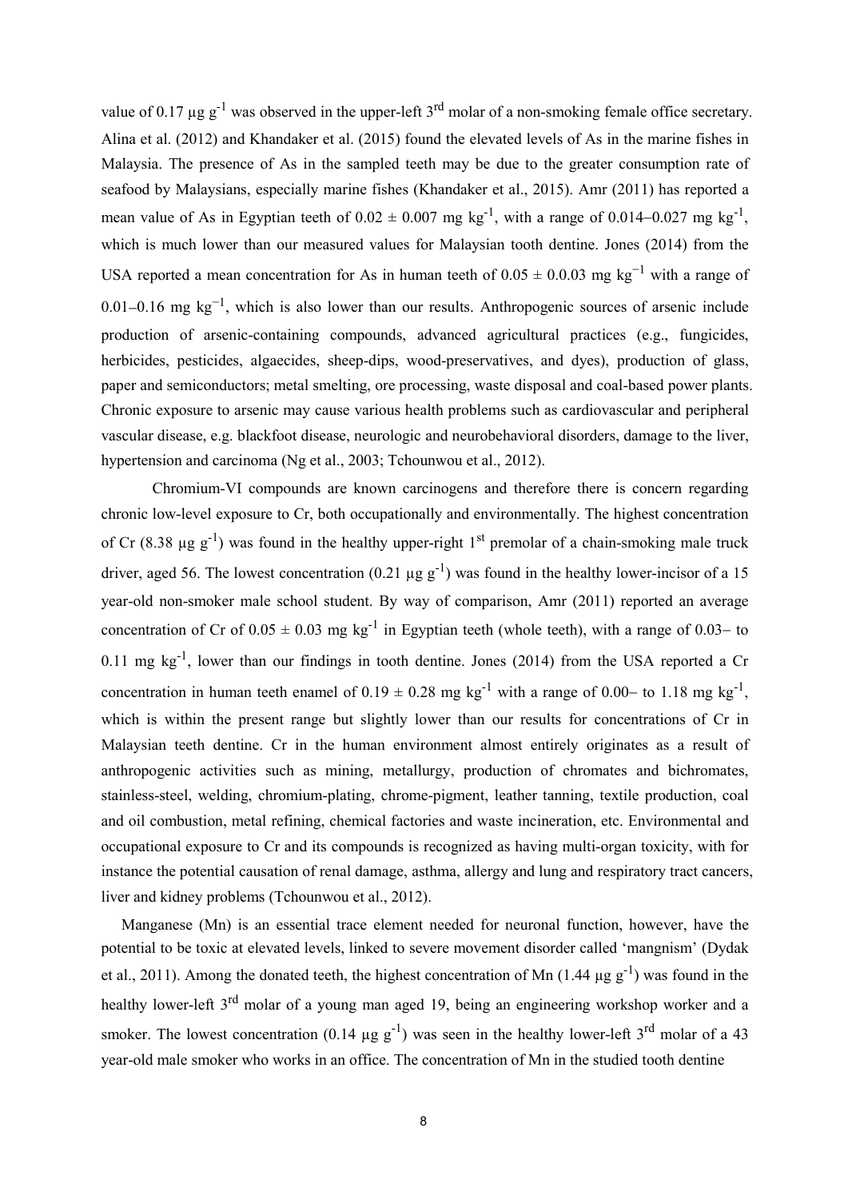value of 0.17 µg $g^{-1}$ was observed in the upper-left 3rd molar of a non-smoking female office secretary. Alina et al. (2012) and Khandaker et al. (2015) found the elevated levels of As in the marine fishes in Malaysia. The presence of As in the sampled teeth may be due to the greater consumption rate of seafood by Malaysians, especially marine fishes (Khandaker et al., 2015). Amr (2011) has reported a mean value of As in Egyptian teeth of 0.02 ± 0.007 mg $kg^{-1}$, with a range of 0.014–0.027 mg $kg^{-1}$, which is much lower than our measured values for Malaysian tooth dentine. Jones (2014) from the USA reported a mean concentration for As in human teeth of 0.05 ± 0.0.03 mg $kg^{-1}$ with a range of 0.01–0.16 mg $kg^{-1}$, which is also lower than our results. Anthropogenic sources of arsenic include production of arsenic-containing compounds, advanced agricultural practices (e.g., fungicides, herbicides, pesticides, algaecides, sheep-dips, wood-preservatives, and dyes), production of glass, paper and semiconductors; metal smelting, ore processing, waste disposal and coal-based power plants. Chronic exposure to arsenic may cause various health problems such as cardiovascular and peripheral vascular disease, e.g. blackfoot disease, neurologic and neurobehavioral disorders, damage to the liver, hypertension and carcinoma (Ng et al., 2003; Tchounwou et al., 2012).

Chromium-VI compounds are known carcinogens and therefore there is concern regarding chronic low-level exposure to Cr, both occupationally and environmentally. The highest concentration of Cr (8.38 µg $g^{-1}$) was found in the healthy upper-right 1st premolar of a chain-smoking male truck driver, aged 56. The lowest concentration (0.21 µg $g^{-1}$) was found in the healthy lower-incisor of a 15 year-old non-smoker male school student. By way of comparison, Amr (2011) reported an average concentration of Cr of 0.05 ± 0.03 mg $kg^{-1}$ in Egyptian teeth (whole teeth), with a range of 0.03– to 0.11 mg $kg^{-1}$, lower than our findings in tooth dentine. Jones (2014) from the USA reported a Cr concentration in human teeth enamel of 0.19 ± 0.28 mg $kg^{-1}$ with a range of 0.00– to 1.18 mg $kg^{-1}$, which is within the present range but slightly lower than our results for concentrations of Cr in Malaysian teeth dentine. Cr in the human environment almost entirely originates as a result of anthropogenic activities such as mining, metallurgy, production of chromates and bichromates, stainless-steel, welding, chromium-plating, chrome-pigment, leather tanning, textile production, coal and oil combustion, metal refining, chemical factories and waste incineration, etc. Environmental and occupational exposure to Cr and its compounds is recognized as having multi-organ toxicity, with for instance the potential causation of renal damage, asthma, allergy and lung and respiratory tract cancers, liver and kidney problems (Tchounwou et al., 2012).

Manganese (Mn) is an essential trace element needed for neuronal function, however, have the potential to be toxic at elevated levels, linked to severe movement disorder called 'mangnism' (Dydak et al., 2011). Among the donated teeth, the highest concentration of Mn (1.44 µg $g^{-1}$) was found in the healthy lower-left 3rd molar of a young man aged 19, being an engineering workshop worker and a smoker. The lowest concentration (0.14 µg $g^{-1}$) was seen in the healthy lower-left 3rd molar of a 43 year-old male smoker who works in an office. The concentration of Mn in the studied tooth dentine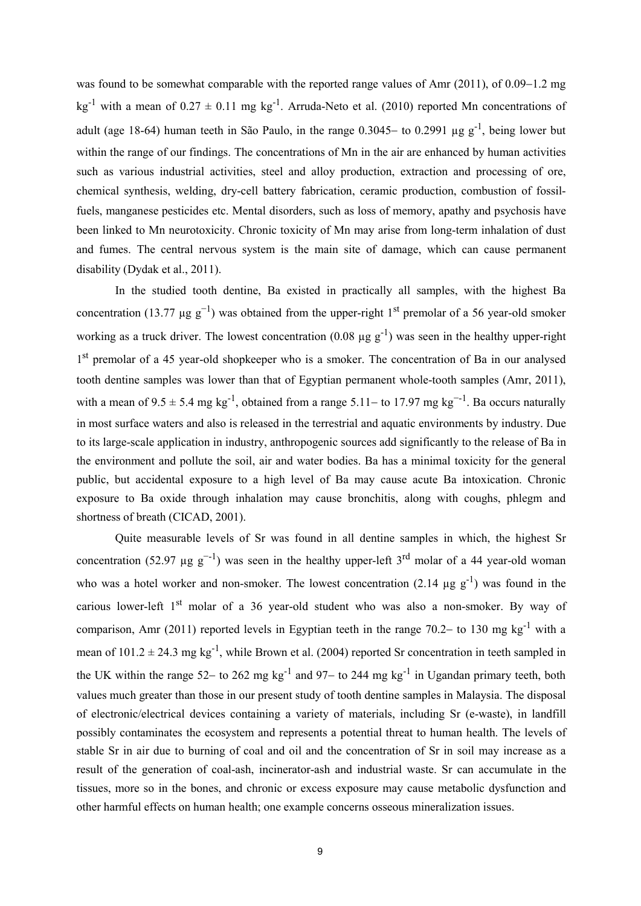was found to be somewhat comparable with the reported range values of Amr (2011), of 0.09−1.2 mg $kg^{-1}$ with a mean of 0.27 ± 0.11 mg $kg^{-1}$. Arruda-Neto et al. (2010) reported Mn concentrations of adult (age 18-64) human teeth in São Paulo, in the range 0.3045− to 0.2991 µg $g^{-1}$, being lower but within the range of our findings. The concentrations of Mn in the air are enhanced by human activities such as various industrial activities, steel and alloy production, extraction and processing of ore, chemical synthesis, welding, dry-cell battery fabrication, ceramic production, combustion of fossil-fuels, manganese pesticides etc. Mental disorders, such as loss of memory, apathy and psychosis have been linked to Mn neurotoxicity. Chronic toxicity of Mn may arise from long-term inhalation of dust and fumes. The central nervous system is the main site of damage, which can cause permanent disability (Dydak et al., 2011).

In the studied tooth dentine, Ba existed in practically all samples, with the highest Ba concentration (13.77 µg $g^{-1}$) was obtained from the upper-right 1st premolar of a 56 year-old smoker working as a truck driver. The lowest concentration (0.08 µg $g^{-1}$) was seen in the healthy upper-right 1st premolar of a 45 year-old shopkeeper who is a smoker. The concentration of Ba in our analysed tooth dentine samples was lower than that of Egyptian permanent whole-tooth samples (Amr, 2011), with a mean of 9.5 ± 5.4 mg $kg^{-1}$, obtained from a range 5.11− to 17.97 mg $kg^{-1}$. Ba occurs naturally in most surface waters and also is released in the terrestrial and aquatic environments by industry. Due to its large-scale application in industry, anthropogenic sources add significantly to the release of Ba in the environment and pollute the soil, air and water bodies. Ba has a minimal toxicity for the general public, but accidental exposure to a high level of Ba may cause acute Ba intoxication. Chronic exposure to Ba oxide through inhalation may cause bronchitis, along with coughs, phlegm and shortness of breath (CICAD, 2001).

Quite measurable levels of Sr was found in all dentine samples in which, the highest Sr concentration (52.97 µg $g^{-1}$) was seen in the healthy upper-left 3rd molar of a 44 year-old woman who was a hotel worker and non-smoker. The lowest concentration (2.14 µg $g^{-1}$) was found in the carious lower-left 1st molar of a 36 year-old student who was also a non-smoker. By way of comparison, Amr (2011) reported levels in Egyptian teeth in the range 70.2− to 130 mg $kg^{-1}$ with a mean of 101.2 ± 24.3 mg $kg^{-1}$, while Brown et al. (2004) reported Sr concentration in teeth sampled in the UK within the range 52− to 262 mg $kg^{-1}$ and 97− to 244 mg $kg^{-1}$ in Ugandan primary teeth, both values much greater than those in our present study of tooth dentine samples in Malaysia. The disposal of electronic/electrical devices containing a variety of materials, including Sr (e-waste), in landfill possibly contaminates the ecosystem and represents a potential threat to human health. The levels of stable Sr in air due to burning of coal and oil and the concentration of Sr in soil may increase as a result of the generation of coal-ash, incinerator-ash and industrial waste. Sr can accumulate in the tissues, more so in the bones, and chronic or excess exposure may cause metabolic dysfunction and other harmful effects on human health; one example concerns osseous mineralization issues.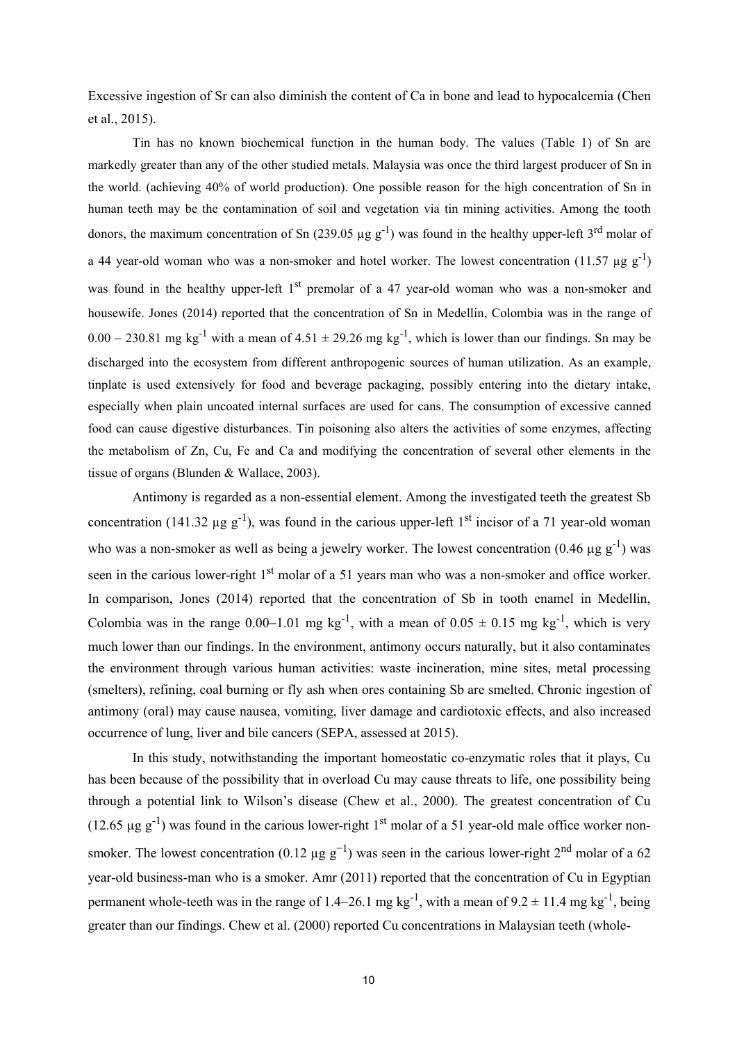Excessive ingestion of Sr can also diminish the content of Ca in bone and lead to hypocalcemia (Chen et al., 2015).

Tin has no known biochemical function in the human body. The values (Table 1) of Sn are markedly greater than any of the other studied metals. Malaysia was once the third largest producer of Sn in the world. (achieving 40% of world production). One possible reason for the high concentration of Sn in human teeth may be the contamination of soil and vegetation via tin mining activities. Among the tooth donors, the maximum concentration of Sn (239.05 $\mu g\ g^{-1}$) was found in the healthy upper-left 3rd molar of a 44 year-old woman who was a non-smoker and hotel worker. The lowest concentration (11.57 $\mu g\ g^{-1}$) was found in the healthy upper-left 1st premolar of a 47 year-old woman who was a non-smoker and housewife. Jones (2014) reported that the concentration of Sn in Medellin, Colombia was in the range of $0.00 - 230.81$ mg $kg^{-1}$ with a mean of $4.51 \pm 29.26$ mg $kg^{-1}$, which is lower than our findings. Sn may be discharged into the ecosystem from different anthropogenic sources of human utilization. As an example, tinplate is used extensively for food and beverage packaging, possibly entering into the dietary intake, especially when plain uncoated internal surfaces are used for cans. The consumption of excessive canned food can cause digestive disturbances. Tin poisoning also alters the activities of some enzymes, affecting the metabolism of Zn, Cu, Fe and Ca and modifying the concentration of several other elements in the tissue of organs (Blunden & Wallace, 2003).

Antimony is regarded as a non-essential element. Among the investigated teeth the greatest Sb concentration (141.32 $\mu g\ g^{-1}$), was found in the carious upper-left 1st incisor of a 71 year-old woman who was a non-smoker as well as being a jewelry worker. The lowest concentration (0.46 $\mu g\ g^{-1}$) was seen in the carious lower-right 1st molar of a 51 years man who was a non-smoker and office worker. In comparison, Jones (2014) reported that the concentration of Sb in tooth enamel in Medellin, Colombia was in the range 0.00–1.01 mg $kg^{-1}$, with a mean of $0.05 \pm 0.15$ mg $kg^{-1}$, which is very much lower than our findings. In the environment, antimony occurs naturally, but it also contaminates the environment through various human activities: waste incineration, mine sites, metal processing (smelters), refining, coal burning or fly ash when ores containing Sb are smelted. Chronic ingestion of antimony (oral) may cause nausea, vomiting, liver damage and cardiotoxic effects, and also increased occurrence of lung, liver and bile cancers (SEPA, assessed at 2015).

In this study, notwithstanding the important homeostatic co-enzymatic roles that it plays, Cu has been because of the possibility that in overload Cu may cause threats to life, one possibility being through a potential link to Wilson's disease (Chew et al., 2000). The greatest concentration of Cu (12.65 $\mu g\ g^{-1}$) was found in the carious lower-right 1st molar of a 51 year-old male office worker non-smoker. The lowest concentration (0.12 $\mu g\ g^{-1}$) was seen in the carious lower-right 2nd molar of a 62 year-old business-man who is a smoker. Amr (2011) reported that the concentration of Cu in Egyptian permanent whole-teeth was in the range of 1.4–26.1 mg $kg^{-1}$, with a mean of $9.2 \pm 11.4$ mg $kg^{-1}$, being greater than our findings. Chew et al. (2000) reported Cu concentrations in Malaysian teeth (whole-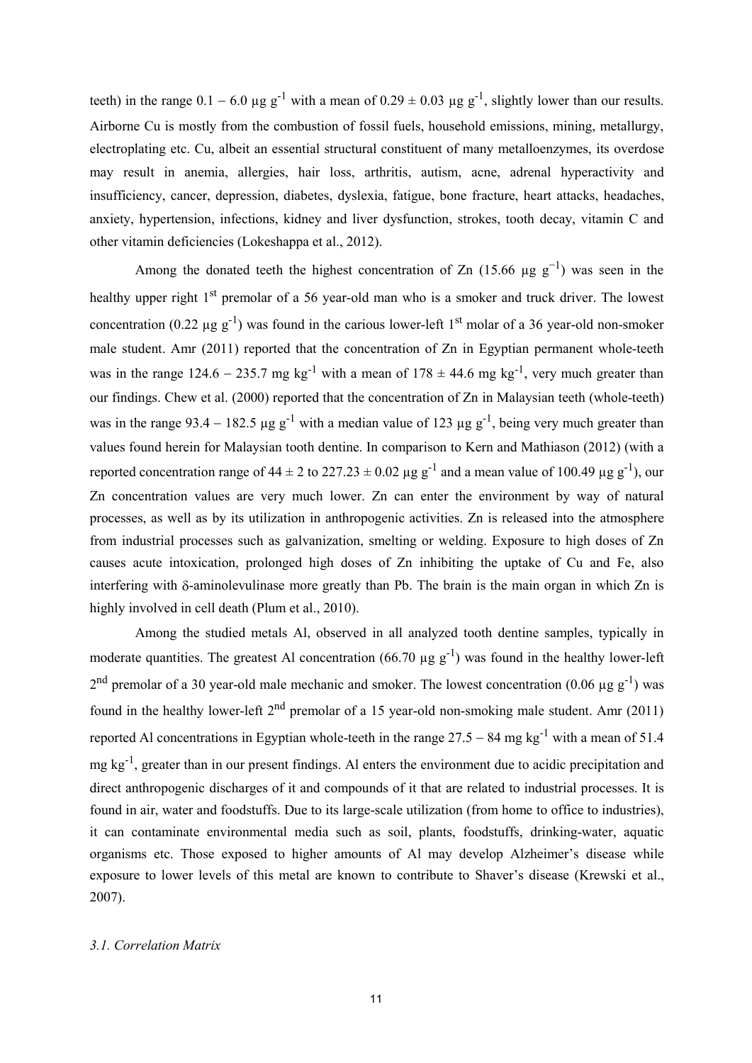teeth) in the range $0.1 - 6.0$ µg g$^{-1}$ with a mean of $0.29 \pm 0.03$ µg g$^{-1}$, slightly lower than our results. Airborne Cu is mostly from the combustion of fossil fuels, household emissions, mining, metallurgy, electroplating etc. Cu, albeit an essential structural constituent of many metalloenzymes, its overdose may result in anemia, allergies, hair loss, arthritis, autism, acne, adrenal hyperactivity and insufficiency, cancer, depression, diabetes, dyslexia, fatigue, bone fracture, heart attacks, headaches, anxiety, hypertension, infections, kidney and liver dysfunction, strokes, tooth decay, vitamin C and other vitamin deficiencies (Lokeshappa et al., 2012).

Among the donated teeth the highest concentration of Zn (15.66 µg g$^{-1}$) was seen in the healthy upper right 1st premolar of a 56 year-old man who is a smoker and truck driver. The lowest concentration (0.22 µg g$^{-1}$) was found in the carious lower-left 1st molar of a 36 year-old non-smoker male student. Amr (2011) reported that the concentration of Zn in Egyptian permanent whole-teeth was in the range $124.6 - 235.7$ mg kg$^{-1}$ with a mean of $178 \pm 44.6$ mg kg$^{-1}$, very much greater than our findings. Chew et al. (2000) reported that the concentration of Zn in Malaysian teeth (whole-teeth) was in the range $93.4 - 182.5$ µg g$^{-1}$ with a median value of 123 µg g$^{-1}$, being very much greater than values found herein for Malaysian tooth dentine. In comparison to Kern and Mathiason (2012) (with a reported concentration range of $44 \pm 2$ to $227.23 \pm 0.02$ µg g$^{-1}$ and a mean value of 100.49 µg g$^{-1}$), our Zn concentration values are very much lower. Zn can enter the environment by way of natural processes, as well as by its utilization in anthropogenic activities. Zn is released into the atmosphere from industrial processes such as galvanization, smelting or welding. Exposure to high doses of Zn causes acute intoxication, prolonged high doses of Zn inhibiting the uptake of Cu and Fe, also interfering with δ-aminolevulinase more greatly than Pb. The brain is the main organ in which Zn is highly involved in cell death (Plum et al., 2010).

Among the studied metals Al, observed in all analyzed tooth dentine samples, typically in moderate quantities. The greatest Al concentration (66.70 µg g$^{-1}$) was found in the healthy lower-left 2nd premolar of a 30 year-old male mechanic and smoker. The lowest concentration (0.06 µg g$^{-1}$) was found in the healthy lower-left 2nd premolar of a 15 year-old non-smoking male student. Amr (2011) reported Al concentrations in Egyptian whole-teeth in the range $27.5 - 84$ mg kg$^{-1}$ with a mean of 51.4 mg kg$^{-1}$, greater than in our present findings. Al enters the environment due to acidic precipitation and direct anthropogenic discharges of it and compounds of it that are related to industrial processes. It is found in air, water and foodstuffs. Due to its large-scale utilization (from home to office to industries), it can contaminate environmental media such as soil, plants, foodstuffs, drinking-water, aquatic organisms etc. Those exposed to higher amounts of Al may develop Alzheimer's disease while exposure to lower levels of this metal are known to contribute to Shaver's disease (Krewski et al., 2007).

### *3.1. Correlation Matrix*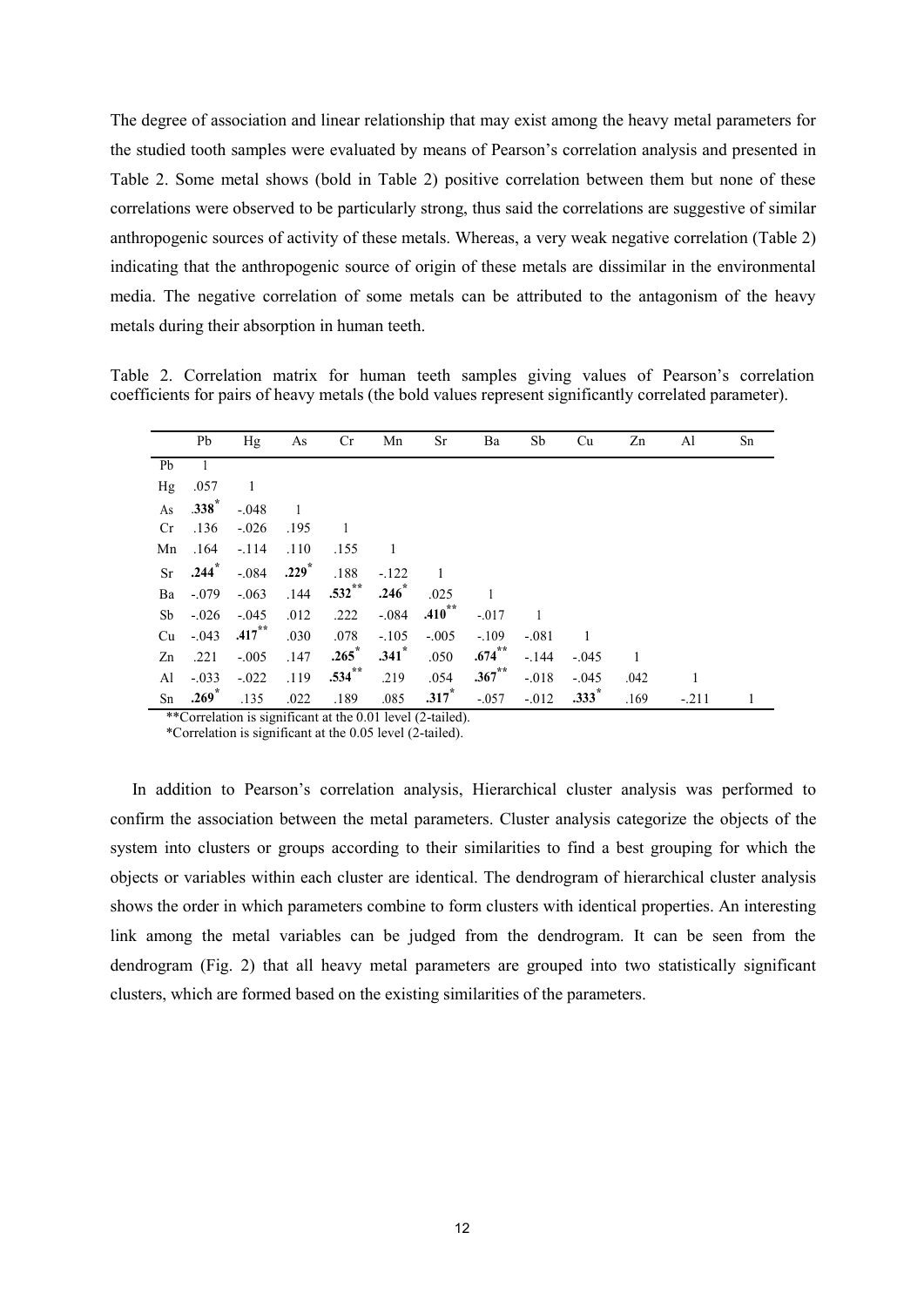The degree of association and linear relationship that may exist among the heavy metal parameters for the studied tooth samples were evaluated by means of Pearson's correlation analysis and presented in Table 2. Some metal shows (bold in Table 2) positive correlation between them but none of these correlations were observed to be particularly strong, thus said the correlations are suggestive of similar anthropogenic sources of activity of these metals. Whereas, a very weak negative correlation (Table 2) indicating that the anthropogenic source of origin of these metals are dissimilar in the environmental media. The negative correlation of some metals can be attributed to the antagonism of the heavy metals during their absorption in human teeth.

Table 2. Correlation matrix for human teeth samples giving values of Pearson's correlation coefficients for pairs of heavy metals (the bold values represent significantly correlated parameter).

| | Pb | Hg | As | Cr | Mn | Sr | Ba | Sb | Cu | Zn | Al | Sn |
|---|---|---|---|---|---|---|---|---|---|---|---|---|
| Pb | 1 | | | | | | | | | | | |
| Hg | .057 | 1 | | | | | | | | | | |
| As | **.338***  | -.048 | 1 | | | | | | | | | |
| Cr | .136 | -.026 | .195 | 1 | | | | | | | | |
| Mn | .164 | -.114 | .110 | .155 | 1 | | | | | | | |
| Sr | **.244*** | -.084 | **.229*** | .188 | -.122 | 1 | | | | | | |
| Ba | -.079 | -.063 | .144 | **.532**** | **.246*** | .025 | 1 | | | | | |
| Sb | -.026 | -.045 | .012 | .222 | -.084 | **.410**** | -.017 | 1 | | | | |
| Cu | -.043 | **.417**** | .030 | .078 | -.105 | -.005 | -.109 | -.081 | 1 | | | |
| Zn | .221 | -.005 | .147 | **.265*** | **.341*** | .050 | **.674**** | -.144 | -.045 | 1 | | |
| Al | -.033 | -.022 | .119 | **.534**** | .219 | .054 | **.367**** | -.018 | -.045 | .042 | 1 | |
| Sn | **.269*** | .135 | .022 | .189 | .085 | **.317*** | -.057 | -.012 | **.333*** | .169 | -.211 | 1 |

**Correlation is significant at the 0.01 level (2-tailed).

*Correlation is significant at the 0.05 level (2-tailed).

In addition to Pearson's correlation analysis, Hierarchical cluster analysis was performed to confirm the association between the metal parameters. Cluster analysis categorize the objects of the system into clusters or groups according to their similarities to find a best grouping for which the objects or variables within each cluster are identical. The dendrogram of hierarchical cluster analysis shows the order in which parameters combine to form clusters with identical properties. An interesting link among the metal variables can be judged from the dendrogram. It can be seen from the dendrogram (Fig. 2) that all heavy metal parameters are grouped into two statistically significant clusters, which are formed based on the existing similarities of the parameters.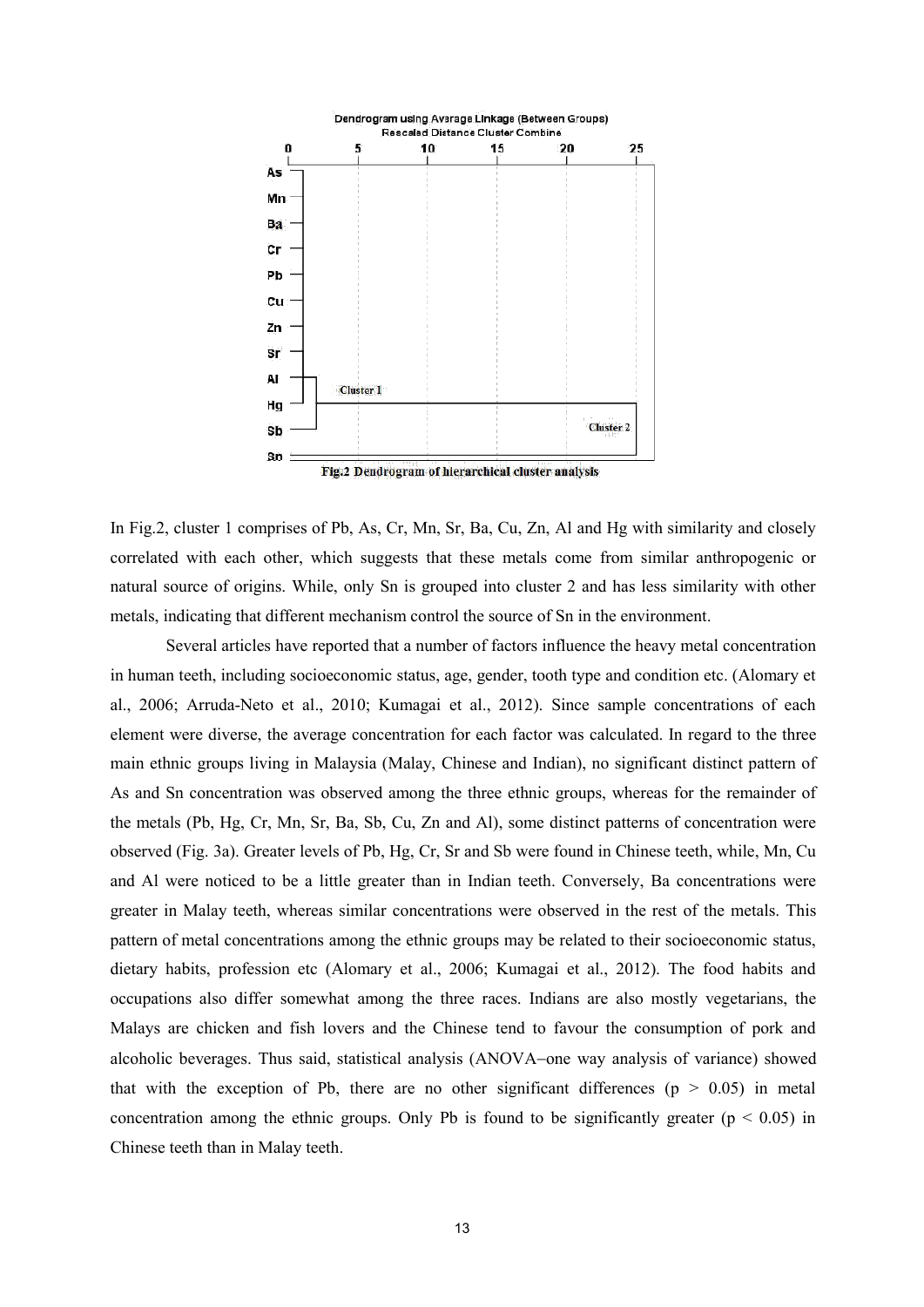Fig.2 Dendrogram of hierarchical cluster analysis

In Fig.2, cluster 1 comprises of Pb, As, Cr, Mn, Sr, Ba, Cu, Zn, Al and Hg with similarity and closely correlated with each other, which suggests that these metals come from similar anthropogenic or natural source of origins. While, only Sn is grouped into cluster 2 and has less similarity with other metals, indicating that different mechanism control the source of Sn in the environment.

Several articles have reported that a number of factors influence the heavy metal concentration in human teeth, including socioeconomic status, age, gender, tooth type and condition etc. (Alomary et al., 2006; Arruda-Neto et al., 2010; Kumagai et al., 2012). Since sample concentrations of each element were diverse, the average concentration for each factor was calculated. In regard to the three main ethnic groups living in Malaysia (Malay, Chinese and Indian), no significant distinct pattern of As and Sn concentration was observed among the three ethnic groups, whereas for the remainder of the metals (Pb, Hg, Cr, Mn, Sr, Ba, Sb, Cu, Zn and Al), some distinct patterns of concentration were observed (Fig. 3a). Greater levels of Pb, Hg, Cr, Sr and Sb were found in Chinese teeth, while, Mn, Cu and Al were noticed to be a little greater than in Indian teeth. Conversely, Ba concentrations were greater in Malay teeth, whereas similar concentrations were observed in the rest of the metals. This pattern of metal concentrations among the ethnic groups may be related to their socioeconomic status, dietary habits, profession etc (Alomary et al., 2006; Kumagai et al., 2012). The food habits and occupations also differ somewhat among the three races. Indians are also mostly vegetarians, the Malays are chicken and fish lovers and the Chinese tend to favour the consumption of pork and alcoholic beverages. Thus said, statistical analysis (ANOVA–one way analysis of variance) showed that with the exception of Pb, there are no other significant differences ($p > 0.05$) in metal concentration among the ethnic groups. Only Pb is found to be significantly greater ($p < 0.05$) in Chinese teeth than in Malay teeth.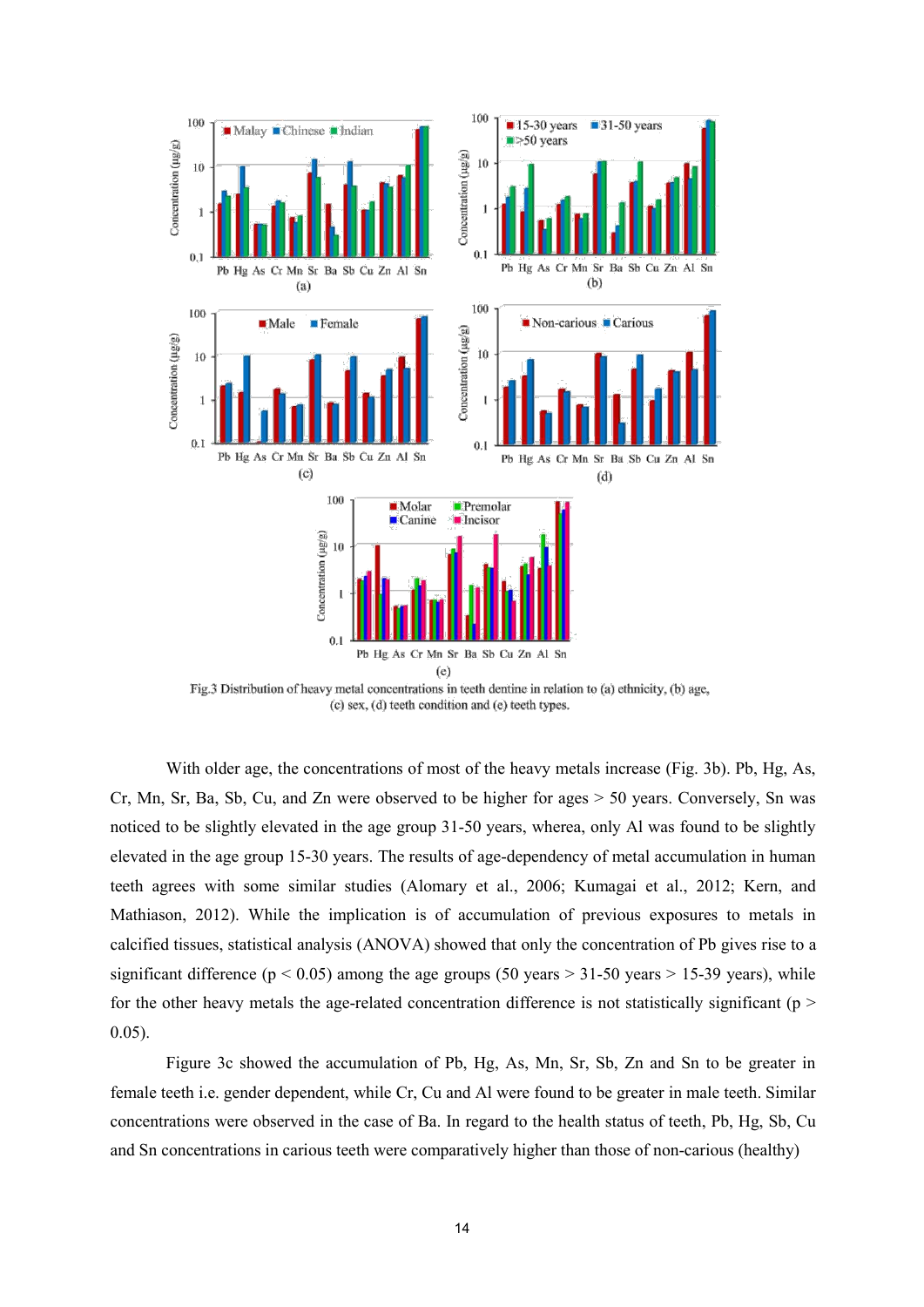Fig.3 Distribution of heavy metal concentrations in teeth dentine in relation to (a) ethnicity, (b) age, (c) sex, (d) teeth condition and (e) teeth types.

With older age, the concentrations of most of the heavy metals increase (Fig. 3b). Pb, Hg, As, Cr, Mn, Sr, Ba, Sb, Cu, and Zn were observed to be higher for ages > 50 years. Conversely, Sn was noticed to be slightly elevated in the age group 31-50 years, whereas, only Al was found to be slightly elevated in the age group 15-30 years. The results of age-dependency of metal accumulation in human teeth agrees with some similar studies (Alomary et al., 2006; Kumagai et al., 2012; Kern, and Mathiason, 2012). While the implication is of accumulation of previous exposures to metals in calcified tissues, statistical analysis (ANOVA) showed that only the concentration of Pb gives rise to a significant difference ($p < 0.05$) among the age groups (50 years > 31-50 years > 15-39 years), while for the other heavy metals the age-related concentration difference is not statistically significant ($p > 0.05$).

Figure 3c showed the accumulation of Pb, Hg, As, Mn, Sr, Sb, Zn and Sn to be greater in female teeth i.e. gender dependent, while Cr, Cu and Al were found to be greater in male teeth. Similar concentrations were observed in the case of Ba. In regard to the health status of teeth, Pb, Hg, Sb, Cu and Sn concentrations in carious teeth were comparatively higher than those of non-carious (healthy)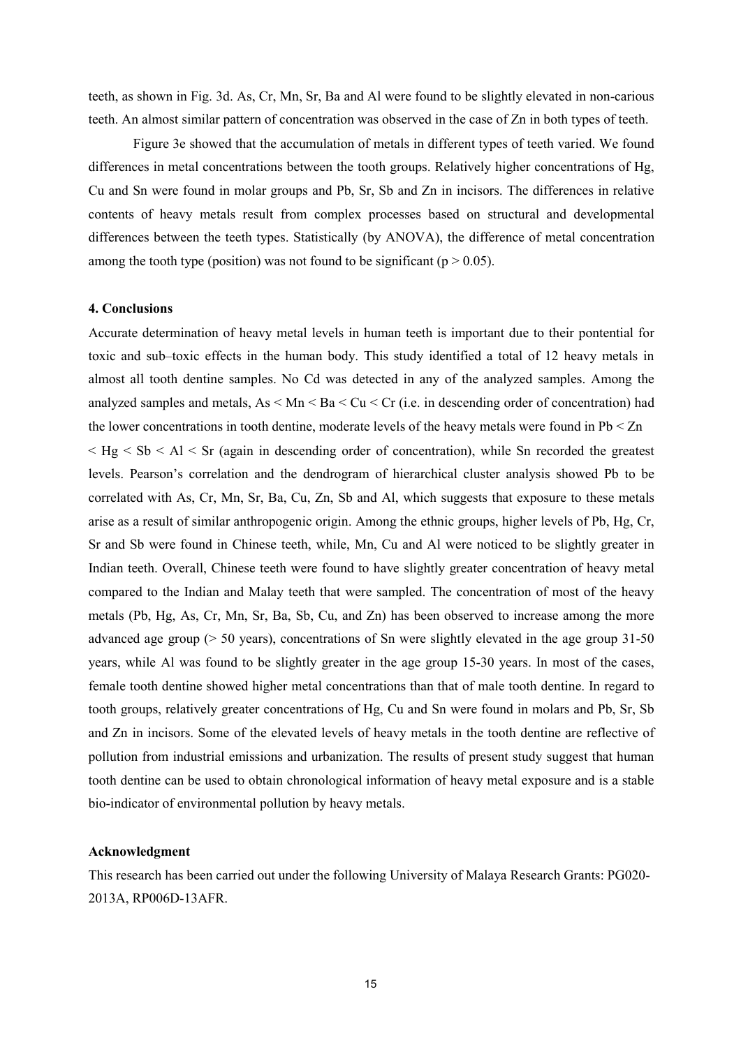teeth, as shown in Fig. 3d. As, Cr, Mn, Sr, Ba and Al were found to be slightly elevated in non-carious teeth. An almost similar pattern of concentration was observed in the case of Zn in both types of teeth.

Figure 3e showed that the accumulation of metals in different types of teeth varied. We found differences in metal concentrations between the tooth groups. Relatively higher concentrations of Hg, Cu and Sn were found in molar groups and Pb, Sr, Sb and Zn in incisors. The differences in relative contents of heavy metals result from complex processes based on structural and developmental differences between the teeth types. Statistically (by ANOVA), the difference of metal concentration among the tooth type (position) was not found to be significant ($p > 0.05$).

## 4. Conclusions

Accurate determination of heavy metal levels in human teeth is important due to their pontential for toxic and sub–toxic effects in the human body. This study identified a total of 12 heavy metals in almost all tooth dentine samples. No Cd was detected in any of the analyzed samples. Among the analyzed samples and metals, As < Mn < Ba < Cu < Cr (i.e. in descending order of concentration) had the lower concentrations in tooth dentine, moderate levels of the heavy metals were found in Pb < Zn < Hg < Sb < Al < Sr (again in descending order of concentration), while Sn recorded the greatest levels. Pearson's correlation and the dendrogram of hierarchical cluster analysis showed Pb to be correlated with As, Cr, Mn, Sr, Ba, Cu, Zn, Sb and Al, which suggests that exposure to these metals arise as a result of similar anthropogenic origin. Among the ethnic groups, higher levels of Pb, Hg, Cr, Sr and Sb were found in Chinese teeth, while, Mn, Cu and Al were noticed to be slightly greater in Indian teeth. Overall, Chinese teeth were found to have slightly greater concentration of heavy metal compared to the Indian and Malay teeth that were sampled. The concentration of most of the heavy metals (Pb, Hg, As, Cr, Mn, Sr, Ba, Sb, Cu, and Zn) has been observed to increase among the more advanced age group (> 50 years), concentrations of Sn were slightly elevated in the age group 31-50 years, while Al was found to be slightly greater in the age group 15-30 years. In most of the cases, female tooth dentine showed higher metal concentrations than that of male tooth dentine. In regard to tooth groups, relatively greater concentrations of Hg, Cu and Sn were found in molars and Pb, Sr, Sb and Zn in incisors. Some of the elevated levels of heavy metals in the tooth dentine are reflective of pollution from industrial emissions and urbanization. The results of present study suggest that human tooth dentine can be used to obtain chronological information of heavy metal exposure and is a stable bio-indicator of environmental pollution by heavy metals.

## Acknowledgment

This research has been carried out under the following University of Malaya Research Grants: PG020-2013A, RP006D-13AFR.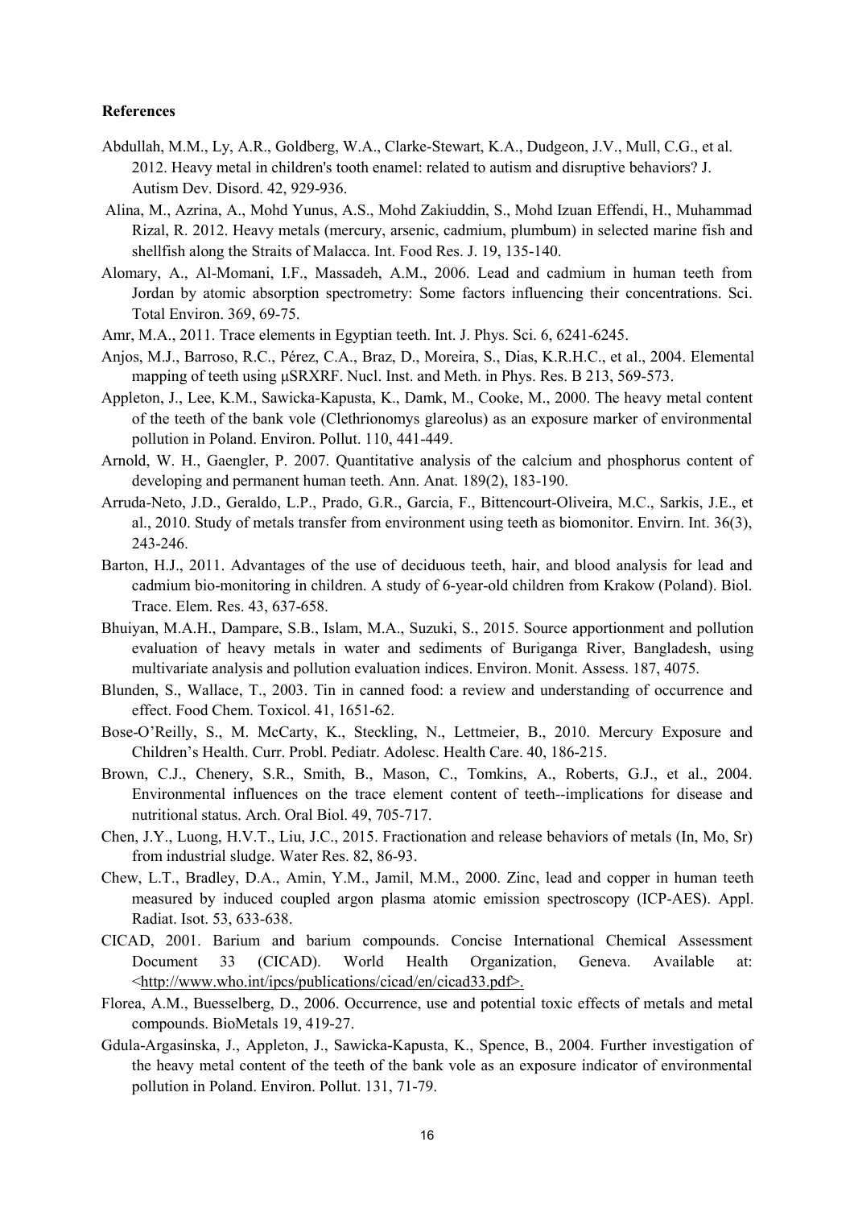**References**

Abdullah, M.M., Ly, A.R., Goldberg, W.A., Clarke-Stewart, K.A., Dudgeon, J.V., Mull, C.G., et al. 2012. Heavy metal in children's tooth enamel: related to autism and disruptive behaviors? J. Autism Dev. Disord. 42, 929-936.

Alina, M., Azrina, A., Mohd Yunus, A.S., Mohd Zakiuddin, S., Mohd Izuan Effendi, H., Muhammad Rizal, R. 2012. Heavy metals (mercury, arsenic, cadmium, plumbum) in selected marine fish and shellfish along the Straits of Malacca. Int. Food Res. J. 19, 135-140.

Alomary, A., Al-Momani, I.F., Massadeh, A.M., 2006. Lead and cadmium in human teeth from Jordan by atomic absorption spectrometry: Some factors influencing their concentrations. Sci. Total Environ. 369, 69-75.

Amr, M.A., 2011. Trace elements in Egyptian teeth. Int. J. Phys. Sci. 6, 6241-6245.

Anjos, M.J., Barroso, R.C., Pérez, C.A., Braz, D., Moreira, S., Dias, K.R.H.C., et al., 2004. Elemental mapping of teeth using µSRXRF. Nucl. Inst. and Meth. in Phys. Res. B 213, 569-573.

Appleton, J., Lee, K.M., Sawicka-Kapusta, K., Damk, M., Cooke, M., 2000. The heavy metal content of the teeth of the bank vole (Clethrionomys glareolus) as an exposure marker of environmental pollution in Poland. Environ. Pollut. 110, 441-449.

Arnold, W. H., Gaengler, P. 2007. Quantitative analysis of the calcium and phosphorus content of developing and permanent human teeth. Ann. Anat. 189(2), 183-190.

Arruda-Neto, J.D., Geraldo, L.P., Prado, G.R., Garcia, F., Bittencourt-Oliveira, M.C., Sarkis, J.E., et al., 2010. Study of metals transfer from environment using teeth as biomonitor. Envirn. Int. 36(3), 243-246.

Barton, H.J., 2011. Advantages of the use of deciduous teeth, hair, and blood analysis for lead and cadmium bio-monitoring in children. A study of 6-year-old children from Krakow (Poland). Biol. Trace. Elem. Res. 43, 637-658.

Bhuiyan, M.A.H., Dampare, S.B., Islam, M.A., Suzuki, S., 2015. Source apportionment and pollution evaluation of heavy metals in water and sediments of Buriganga River, Bangladesh, using multivariate analysis and pollution evaluation indices. Environ. Monit. Assess. 187, 4075.

Blunden, S., Wallace, T., 2003. Tin in canned food: a review and understanding of occurrence and effect. Food Chem. Toxicol. 41, 1651-62.

Bose-O'Reilly, S., M. McCarty, K., Steckling, N., Lettmeier, B., 2010. Mercury Exposure and Children's Health. Curr. Probl. Pediatr. Adolesc. Health Care. 40, 186-215.

Brown, C.J., Chenery, S.R., Smith, B., Mason, C., Tomkins, A., Roberts, G.J., et al., 2004. Environmental influences on the trace element content of teeth--implications for disease and nutritional status. Arch. Oral Biol. 49, 705-717.

Chen, J.Y., Luong, H.V.T., Liu, J.C., 2015. Fractionation and release behaviors of metals (In, Mo, Sr) from industrial sludge. Water Res. 82, 86-93.

Chew, L.T., Bradley, D.A., Amin, Y.M., Jamil, M.M., 2000. Zinc, lead and copper in human teeth measured by induced coupled argon plasma atomic emission spectroscopy (ICP-AES). Appl. Radiat. Isot. 53, 633-638.

CICAD, 2001. Barium and barium compounds. Concise International Chemical Assessment Document 33 (CICAD). World Health Organization, Geneva. Available at: <http://www.who.int/ipcs/publications/cicad/en/cicad33.pdf>.

Florea, A.M., Buesselberg, D., 2006. Occurrence, use and potential toxic effects of metals and metal compounds. BioMetals 19, 419-27.

Gdula-Argasinska, J., Appleton, J., Sawicka-Kapusta, K., Spence, B., 2004. Further investigation of the heavy metal content of the teeth of the bank vole as an exposure indicator of environmental pollution in Poland. Environ. Pollut. 131, 71-79.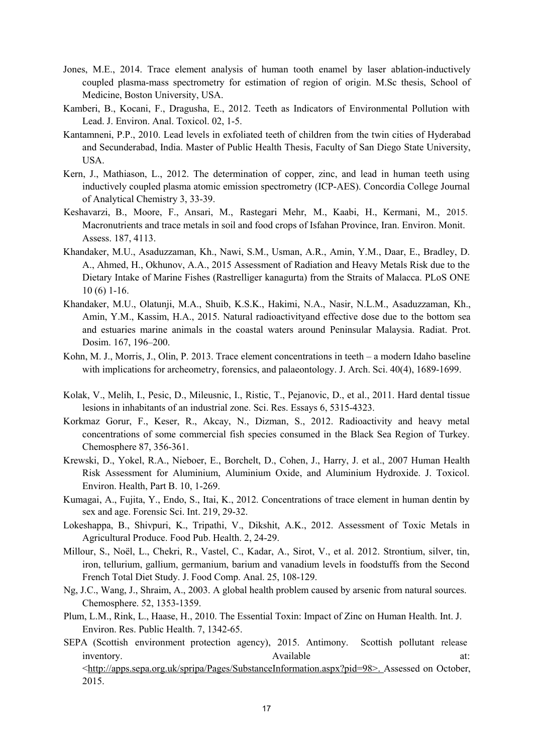Jones, M.E., 2014. Trace element analysis of human tooth enamel by laser ablation-inductively coupled plasma-mass spectrometry for estimation of region of origin. M.Sc thesis, School of Medicine, Boston University, USA.

Kamberi, B., Kocani, F., Dragusha, E., 2012. Teeth as Indicators of Environmental Pollution with Lead. J. Environ. Anal. Toxicol. 02, 1-5.

Kantamneni, P.P., 2010. Lead levels in exfoliated teeth of children from the twin cities of Hyderabad and Secunderabad, India. Master of Public Health Thesis, Faculty of San Diego State University, USA.

Kern, J., Mathiason, L., 2012. The determination of copper, zinc, and lead in human teeth using inductively coupled plasma atomic emission spectrometry (ICP-AES). Concordia College Journal of Analytical Chemistry 3, 33-39.

Keshavarzi, B., Moore, F., Ansari, M., Rastegari Mehr, M., Kaabi, H., Kermani, M., 2015. Macronutrients and trace metals in soil and food crops of Isfahan Province, Iran. Environ. Monit. Assess. 187, 4113.

Khandaker, M.U., Asaduzzaman, Kh., Nawi, S.M., Usman, A.R., Amin, Y.M., Daar, E., Bradley, D. A., Ahmed, H., Okhunov, A.A., 2015 Assessment of Radiation and Heavy Metals Risk due to the Dietary Intake of Marine Fishes (Rastrelliger kanagurta) from the Straits of Malacca. PLoS ONE 10 (6) 1-16.

Khandaker, M.U., Olatunji, M.A., Shuib, K.S.K., Hakimi, N.A., Nasir, N.L.M., Asaduzzaman, Kh., Amin, Y.M., Kassim, H.A., 2015. Natural radioactivityand effective dose due to the bottom sea and estuaries marine animals in the coastal waters around Peninsular Malaysia. Radiat. Prot. Dosim. 167, 196–200.

Kohn, M. J., Morris, J., Olin, P. 2013. Trace element concentrations in teeth – a modern Idaho baseline with implications for archeometry, forensics, and palaeontology. J. Arch. Sci. 40(4), 1689-1699.

Kolak, V., Melih, I., Pesic, D., Mileusnic, I., Ristic, T., Pejanovic, D., et al., 2011. Hard dental tissue lesions in inhabitants of an industrial zone. Sci. Res. Essays 6, 5315-4323.

Korkmaz Gorur, F., Keser, R., Akcay, N., Dizman, S., 2012. Radioactivity and heavy metal concentrations of some commercial fish species consumed in the Black Sea Region of Turkey. Chemosphere 87, 356-361.

Krewski, D., Yokel, R.A., Nieboer, E., Borchelt, D., Cohen, J., Harry, J. et al., 2007 Human Health Risk Assessment for Aluminium, Aluminium Oxide, and Aluminium Hydroxide. J. Toxicol. Environ. Health, Part B. 10, 1-269.

Kumagai, A., Fujita, Y., Endo, S., Itai, K., 2012. Concentrations of trace element in human dentin by sex and age. Forensic Sci. Int. 219, 29-32.

Lokeshappa, B., Shivpuri, K., Tripathi, V., Dikshit, A.K., 2012. Assessment of Toxic Metals in Agricultural Produce. Food Pub. Health. 2, 24-29.

Millour, S., Noël, L., Chekri, R., Vastel, C., Kadar, A., Sirot, V., et al. 2012. Strontium, silver, tin, iron, tellurium, gallium, germanium, barium and vanadium levels in foodstuffs from the Second French Total Diet Study. J. Food Comp. Anal. 25, 108-129.

Ng, J.C., Wang, J., Shraim, A., 2003. A global health problem caused by arsenic from natural sources. Chemosphere. 52, 1353-1359.

Plum, L.M., Rink, L., Haase, H., 2010. The Essential Toxin: Impact of Zinc on Human Health. Int. J. Environ. Res. Public Health. 7, 1342-65.

SEPA (Scottish environment protection agency), 2015. Antimony. Scottish pollutant release inventory. Available at: <http://apps.sepa.org.uk/spripa/Pages/SubstanceInformation.aspx?pid=98>. Assessed on October, 2015.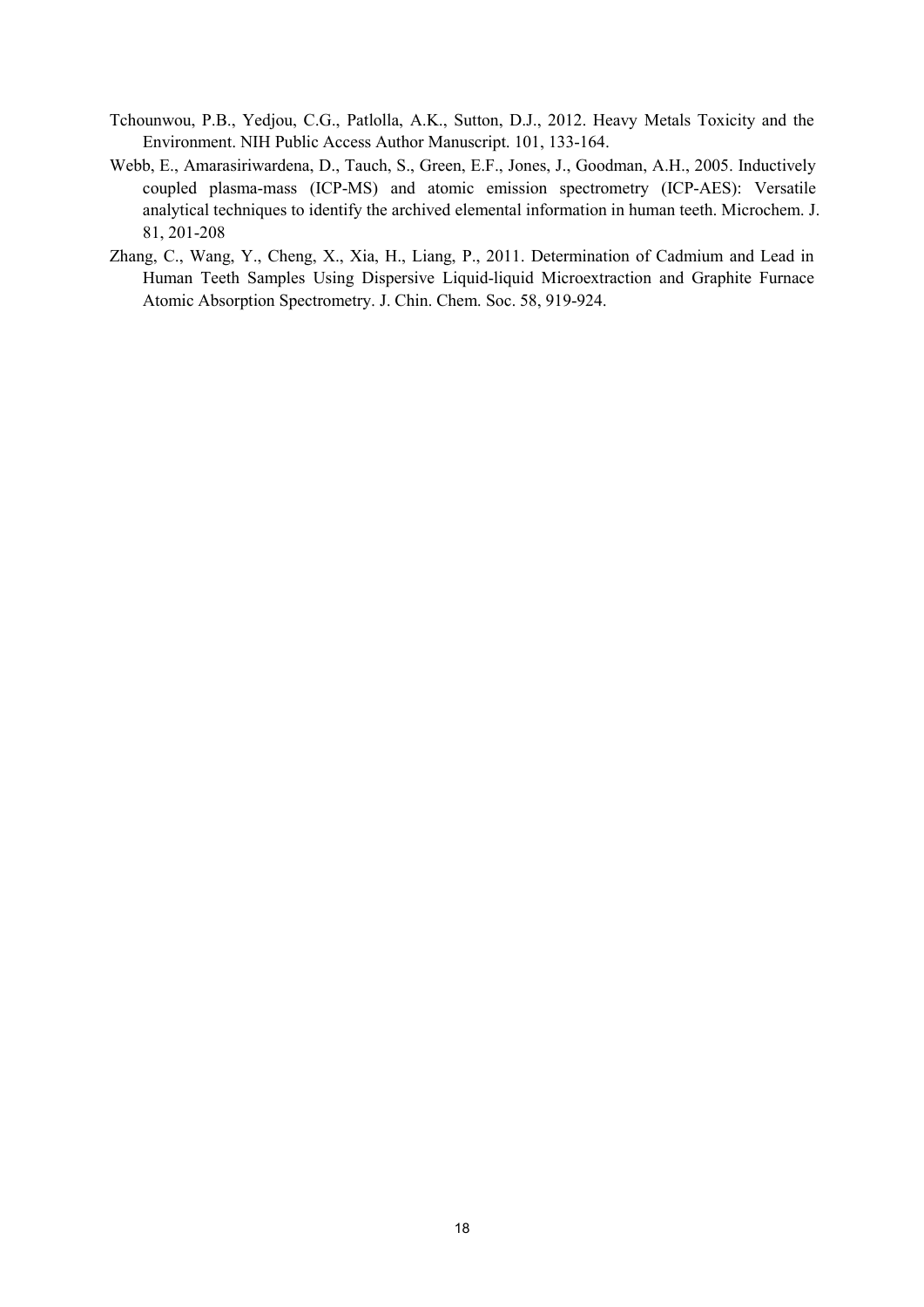Tchounwou, P.B., Yedjou, C.G., Patlolla, A.K., Sutton, D.J., 2012. Heavy Metals Toxicity and the Environment. NIH Public Access Author Manuscript. 101, 133-164.

Webb, E., Amarasiriwardena, D., Tauch, S., Green, E.F., Jones, J., Goodman, A.H., 2005. Inductively coupled plasma-mass (ICP-MS) and atomic emission spectrometry (ICP-AES): Versatile analytical techniques to identify the archived elemental information in human teeth. Microchem. J. 81, 201-208

Zhang, C., Wang, Y., Cheng, X., Xia, H., Liang, P., 2011. Determination of Cadmium and Lead in Human Teeth Samples Using Dispersive Liquid-liquid Microextraction and Graphite Furnace Atomic Absorption Spectrometry. J. Chin. Chem. Soc. 58, 919-924.